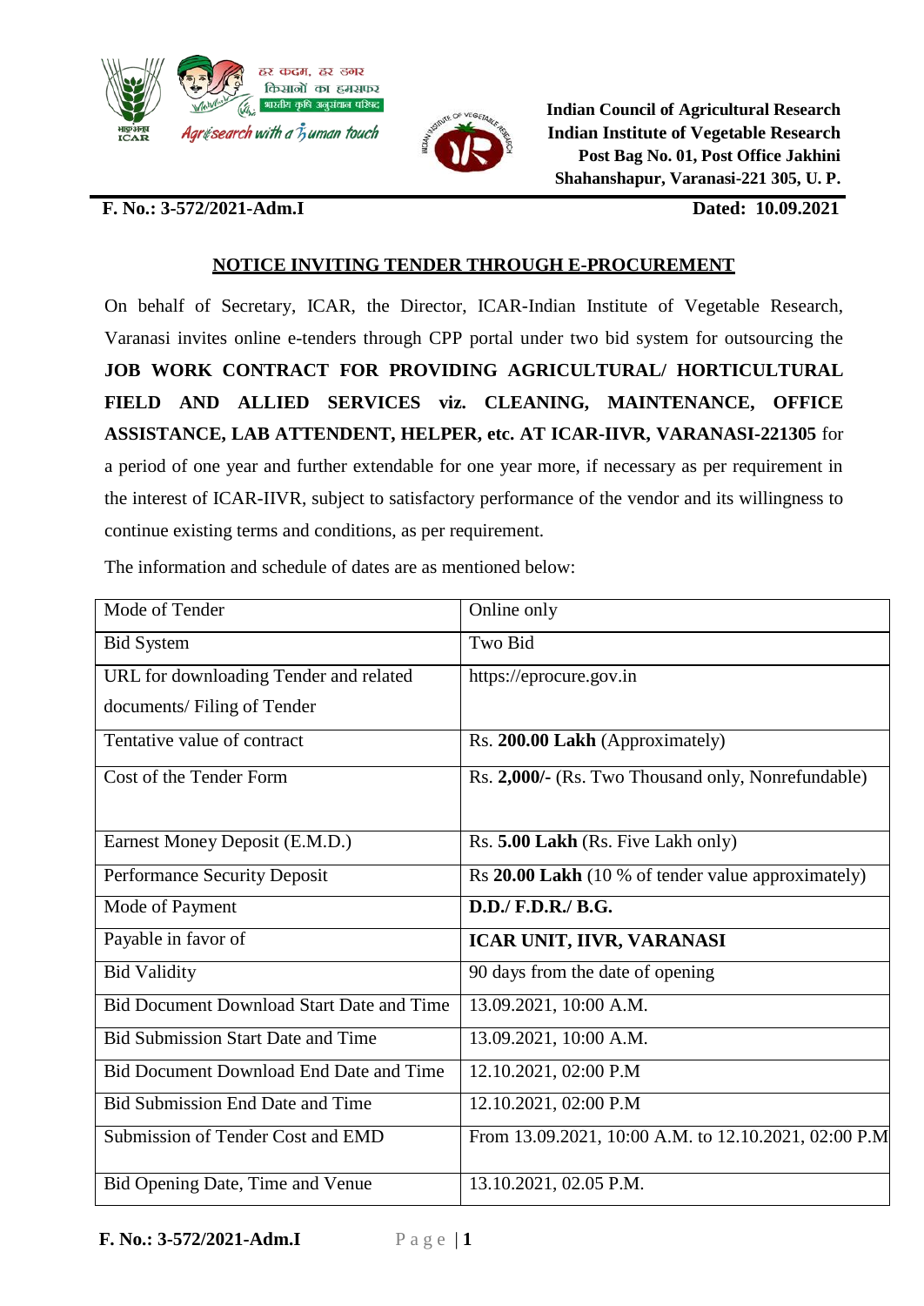**Indian Council of Agricultural Research**
**Indian Institute of Vegetable Research**
**Post Bag No. 01, Post Office Jakhini**
**Shahanshapur, Varanasi-221 305, U. P.**

**F. No.: 3-572/2021-Adm.I** **Dated: 10.09.2021**

## NOTICE INVITING TENDER THROUGH E-PROCUREMENT

On behalf of Secretary, ICAR, the Director, ICAR-Indian Institute of Vegetable Research, Varanasi invites online e-tenders through CPP portal under two bid system for outsourcing the **JOB WORK CONTRACT FOR PROVIDING AGRICULTURAL/ HORTICULTURAL FIELD AND ALLIED SERVICES viz. CLEANING, MAINTENANCE, OFFICE ASSISTANCE, LAB ATTENDENT, HELPER, etc. AT ICAR-IIVR, VARANASI-221305** for a period of one year and further extendable for one year more, if necessary as per requirement in the interest of ICAR-IIVR, subject to satisfactory performance of the vendor and its willingness to continue existing terms and conditions, as per requirement.

The information and schedule of dates are as mentioned below:

| Mode of Tender | Online only |
|---|---|
| Bid System | Two Bid |
| URL for downloading Tender and related documents/ Filing of Tender | https://eprocure.gov.in |
| Tentative value of contract | Rs. **200.00 Lakh** (Approximately) |
| Cost of the Tender Form | Rs. **2,000/-** (Rs. Two Thousand only, Nonrefundable) |
| Earnest Money Deposit (E.M.D.) | Rs. **5.00 Lakh** (Rs. Five Lakh only) |
| Performance Security Deposit | Rs **20.00 Lakh** (10 % of tender value approximately) |
| Mode of Payment | **D.D./ F.D.R./ B.G.** |
| Payable in favor of | **ICAR UNIT, IIVR, VARANASI** |
| Bid Validity | 90 days from the date of opening |
| Bid Document Download Start Date and Time | 13.09.2021, 10:00 A.M. |
| Bid Submission Start Date and Time | 13.09.2021, 10:00 A.M. |
| Bid Document Download End Date and Time | 12.10.2021, 02:00 P.M |
| Bid Submission End Date and Time | 12.10.2021, 02:00 P.M |
| Submission of Tender Cost and EMD | From 13.09.2021, 10:00 A.M. to 12.10.2021, 02:00 P.M |
| Bid Opening Date, Time and Venue | 13.10.2021, 02.05 P.M. |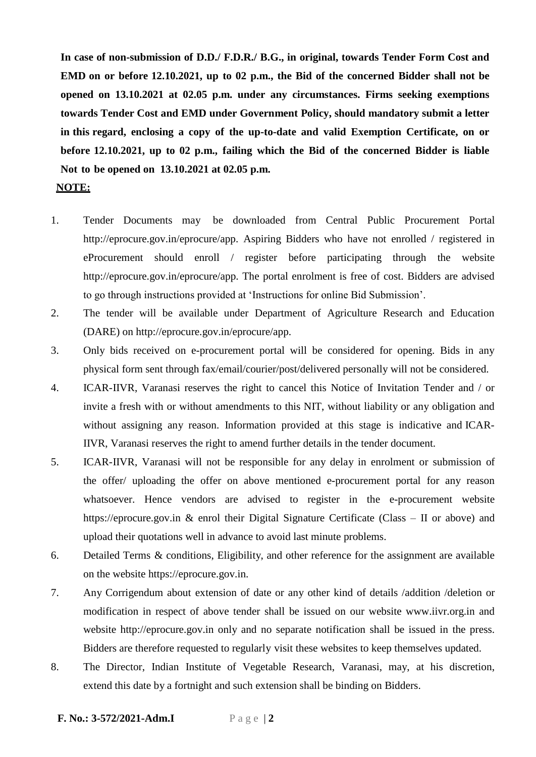**In case of non-submission of D.D./ F.D.R./ B.G., in original, towards Tender Form Cost and EMD on or before 12.10.2021, up to 02 p.m., the Bid of the concerned Bidder shall not be opened on 13.10.2021 at 02.05 p.m. under any circumstances. Firms seeking exemptions towards Tender Cost and EMD under Government Policy, should mandatory submit a letter in this regard, enclosing a copy of the up-to-date and valid Exemption Certificate, on or before 12.10.2021, up to 02 p.m., failing which the Bid of the concerned Bidder is liable Not to be opened on 13.10.2021 at 02.05 p.m.**

**NOTE:**

1. Tender Documents may be downloaded from Central Public Procurement Portal http://eprocure.gov.in/eprocure/app. Aspiring Bidders who have not enrolled / registered in eProcurement should enroll / register before participating through the website http://eprocure.gov.in/eprocure/app. The portal enrolment is free of cost. Bidders are advised to go through instructions provided at 'Instructions for online Bid Submission'.
2. The tender will be available under Department of Agriculture Research and Education (DARE) on http://eprocure.gov.in/eprocure/app.
3. Only bids received on e-procurement portal will be considered for opening. Bids in any physical form sent through fax/email/courier/post/delivered personally will not be considered.
4. ICAR-IIVR, Varanasi reserves the right to cancel this Notice of Invitation Tender and / or invite a fresh with or without amendments to this NIT, without liability or any obligation and without assigning any reason. Information provided at this stage is indicative and ICAR-IIVR, Varanasi reserves the right to amend further details in the tender document.
5. ICAR-IIVR, Varanasi will not be responsible for any delay in enrolment or submission of the offer/ uploading the offer on above mentioned e-procurement portal for any reason whatsoever. Hence vendors are advised to register in the e-procurement website https://eprocure.gov.in & enrol their Digital Signature Certificate (Class – II or above) and upload their quotations well in advance to avoid last minute problems.
6. Detailed Terms & conditions, Eligibility, and other reference for the assignment are available on the website https://eprocure.gov.in.
7. Any Corrigendum about extension of date or any other kind of details /addition /deletion or modification in respect of above tender shall be issued on our website www.iivr.org.in and website http://eprocure.gov.in only and no separate notification shall be issued in the press. Bidders are therefore requested to regularly visit these websites to keep themselves updated.
8. The Director, Indian Institute of Vegetable Research, Varanasi, may, at his discretion, extend this date by a fortnight and such extension shall be binding on Bidders.

**F. No.: 3-572/2021-Adm.I**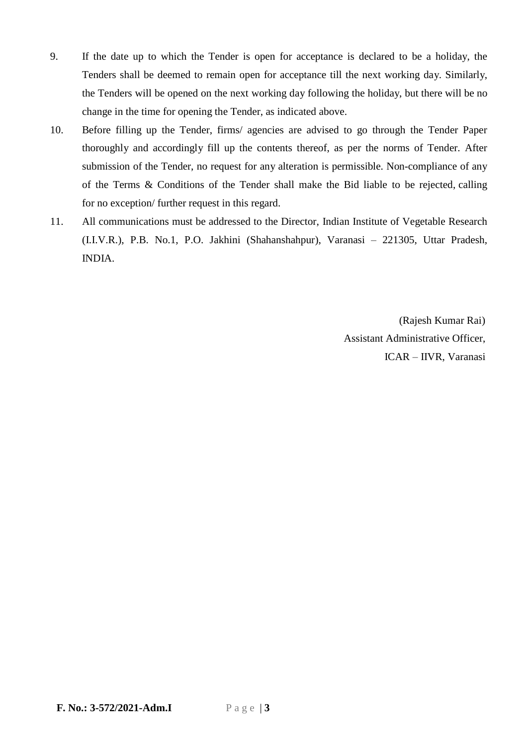9. If the date up to which the Tender is open for acceptance is declared to be a holiday, the Tenders shall be deemed to remain open for acceptance till the next working day. Similarly, the Tenders will be opened on the next working day following the holiday, but there will be no change in the time for opening the Tender, as indicated above.

10. Before filling up the Tender, firms/ agencies are advised to go through the Tender Paper thoroughly and accordingly fill up the contents thereof, as per the norms of Tender. After submission of the Tender, no request for any alteration is permissible. Non-compliance of any of the Terms & Conditions of the Tender shall make the Bid liable to be rejected, calling for no exception/ further request in this regard.

11. All communications must be addressed to the Director, Indian Institute of Vegetable Research (I.I.V.R.), P.B. No.1, P.O. Jakhini (Shahanshahpur), Varanasi – 221305, Uttar Pradesh, INDIA.

(Rajesh Kumar Rai)
Assistant Administrative Officer,
ICAR – IIVR, Varanasi

**F. No.: 3-572/2021-Adm.I**